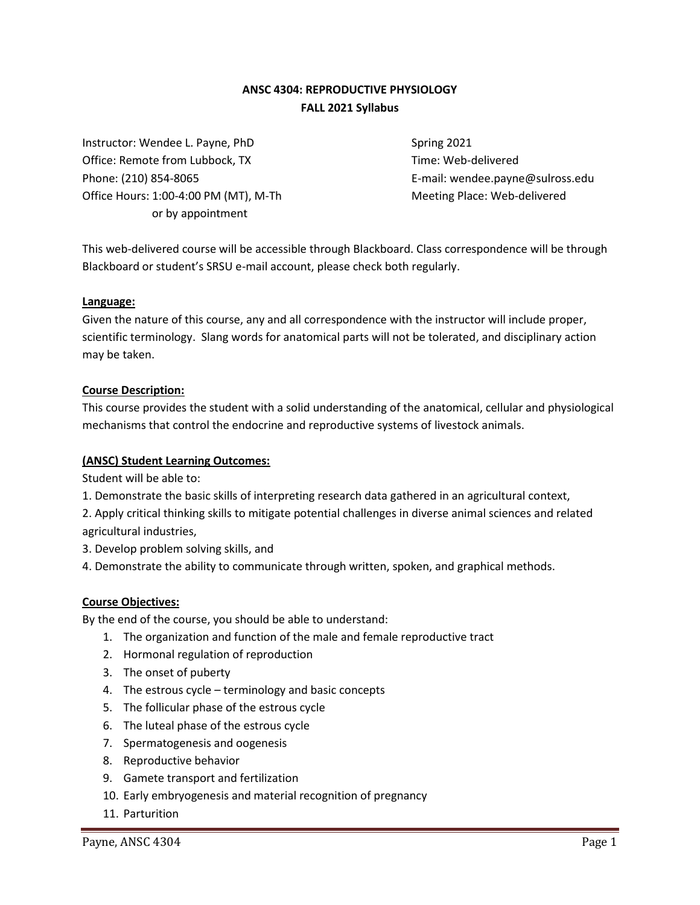**ANSC 4304: REPRODUCTIVE PHYSIOLOGY**
**FALL 2021 Syllabus**

Instructor: Wendee L. Payne, PhD
Office: Remote from Lubbock, TX
Phone: (210) 854-8065
Office Hours: 1:00-4:00 PM (MT), M-Th
or by appointment

Spring 2021
Time: Web-delivered
E-mail: wendee.payne@sulross.edu
Meeting Place: Web-delivered

This web-delivered course will be accessible through Blackboard. Class correspondence will be through Blackboard or student's SRSU e-mail account, please check both regularly.

**Language:**

Given the nature of this course, any and all correspondence with the instructor will include proper, scientific terminology. Slang words for anatomical parts will not be tolerated, and disciplinary action may be taken.

**Course Description:**

This course provides the student with a solid understanding of the anatomical, cellular and physiological mechanisms that control the endocrine and reproductive systems of livestock animals.

**(ANSC) Student Learning Outcomes:**

Student will be able to:

1. Demonstrate the basic skills of interpreting research data gathered in an agricultural context,
2. Apply critical thinking skills to mitigate potential challenges in diverse animal sciences and related agricultural industries,
3. Develop problem solving skills, and
4. Demonstrate the ability to communicate through written, spoken, and graphical methods.

**Course Objectives:**

By the end of the course, you should be able to understand:

1. The organization and function of the male and female reproductive tract
2. Hormonal regulation of reproduction
3. The onset of puberty
4. The estrous cycle – terminology and basic concepts
5. The follicular phase of the estrous cycle
6. The luteal phase of the estrous cycle
7. Spermatogenesis and oogenesis
8. Reproductive behavior
9. Gamete transport and fertilization
10. Early embryogenesis and material recognition of pregnancy
11. Parturition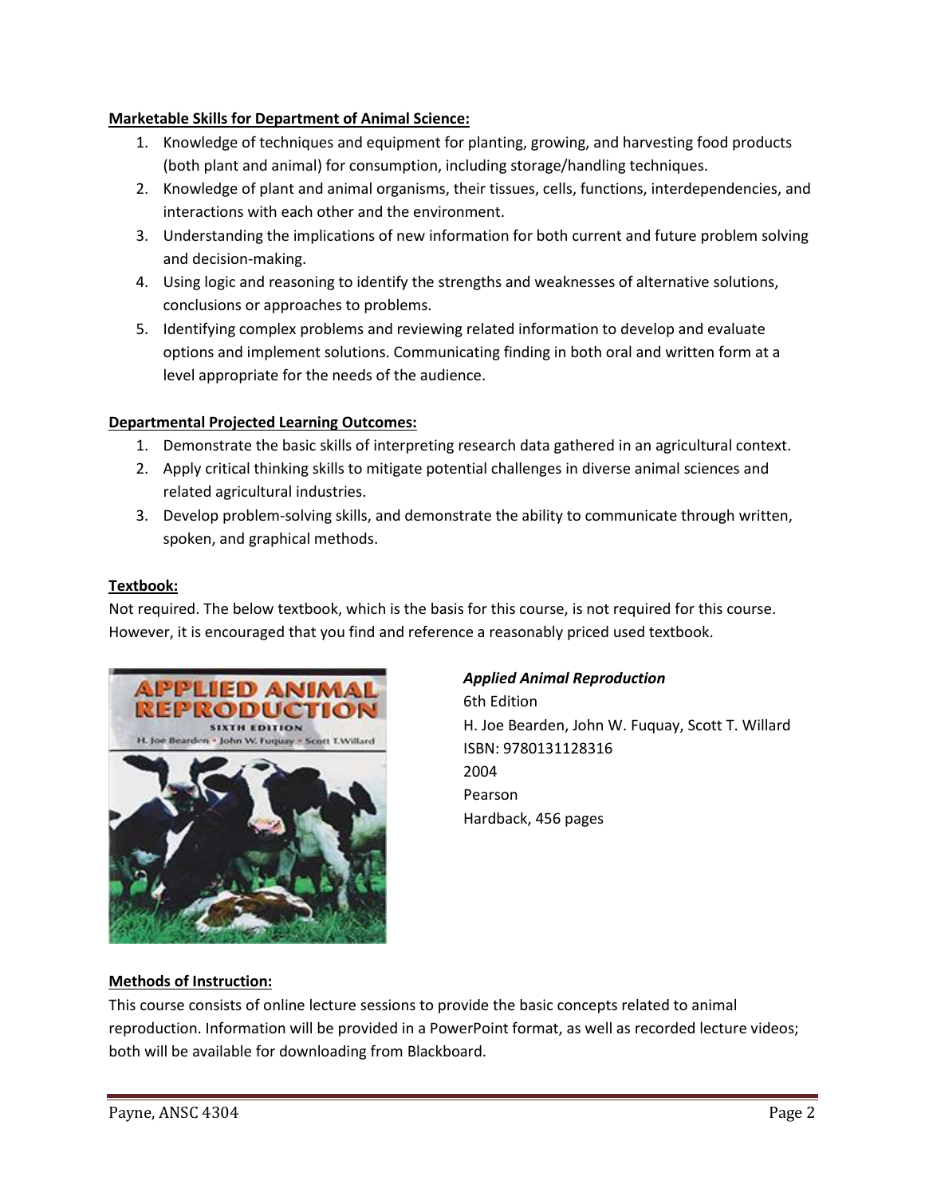**Marketable Skills for Department of Animal Science:**

1. Knowledge of techniques and equipment for planting, growing, and harvesting food products (both plant and animal) for consumption, including storage/handling techniques.
2. Knowledge of plant and animal organisms, their tissues, cells, functions, interdependencies, and interactions with each other and the environment.
3. Understanding the implications of new information for both current and future problem solving and decision-making.
4. Using logic and reasoning to identify the strengths and weaknesses of alternative solutions, conclusions or approaches to problems.
5. Identifying complex problems and reviewing related information to develop and evaluate options and implement solutions. Communicating finding in both oral and written form at a level appropriate for the needs of the audience.

**Departmental Projected Learning Outcomes:**

1. Demonstrate the basic skills of interpreting research data gathered in an agricultural context.
2. Apply critical thinking skills to mitigate potential challenges in diverse animal sciences and related agricultural industries.
3. Develop problem-solving skills, and demonstrate the ability to communicate through written, spoken, and graphical methods.

**Textbook:**

Not required. The below textbook, which is the basis for this course, is not required for this course. However, it is encouraged that you find and reference a reasonably priced used textbook.

***Applied Animal Reproduction***
6th Edition
H. Joe Bearden, John W. Fuquay, Scott T. Willard
ISBN: 9780131128316
2004
Pearson
Hardback, 456 pages

**Methods of Instruction:**

This course consists of online lecture sessions to provide the basic concepts related to animal reproduction. Information will be provided in a PowerPoint format, as well as recorded lecture videos; both will be available for downloading from Blackboard.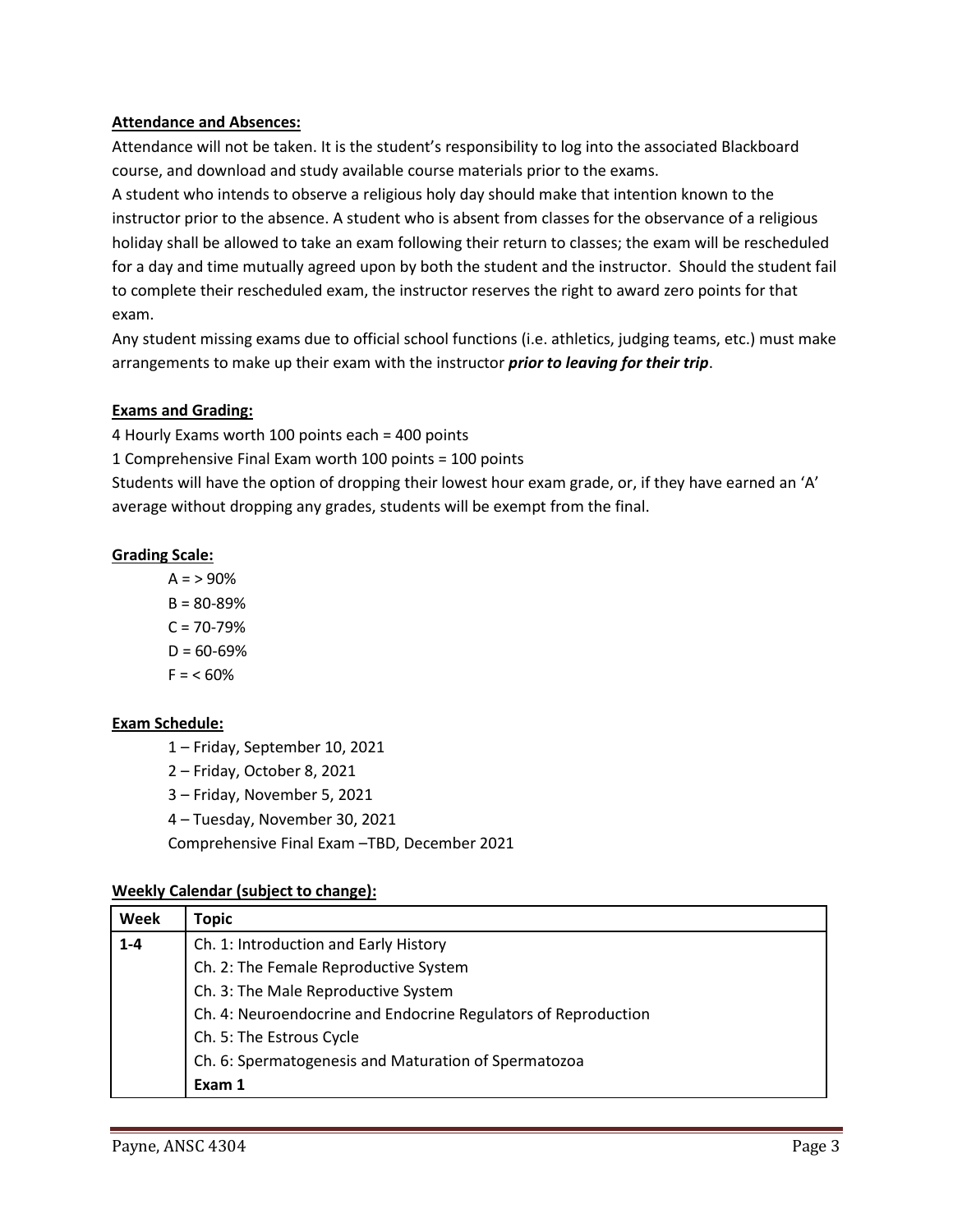**Attendance and Absences:**

Attendance will not be taken. It is the student's responsibility to log into the associated Blackboard course, and download and study available course materials prior to the exams.

A student who intends to observe a religious holy day should make that intention known to the instructor prior to the absence. A student who is absent from classes for the observance of a religious holiday shall be allowed to take an exam following their return to classes; the exam will be rescheduled for a day and time mutually agreed upon by both the student and the instructor. Should the student fail to complete their rescheduled exam, the instructor reserves the right to award zero points for that exam.

Any student missing exams due to official school functions (i.e. athletics, judging teams, etc.) must make arrangements to make up their exam with the instructor ***prior to leaving for their trip***.

**Exams and Grading:**

4 Hourly Exams worth 100 points each = 400 points

1 Comprehensive Final Exam worth 100 points = 100 points

Students will have the option of dropping their lowest hour exam grade, or, if they have earned an 'A' average without dropping any grades, students will be exempt from the final.

**Grading Scale:**

A = > 90%
B = 80-89%
C = 70-79%
D = 60-69%
F = < 60%

**Exam Schedule:**

1 – Friday, September 10, 2021
2 – Friday, October 8, 2021
3 – Friday, November 5, 2021
4 – Tuesday, November 30, 2021
Comprehensive Final Exam –TBD, December 2021

**Weekly Calendar (subject to change):**

| Week | Topic |
|---|---|
| **1-4** | Ch. 1: Introduction and Early History |
| | Ch. 2: The Female Reproductive System |
| | Ch. 3: The Male Reproductive System |
| | Ch. 4: Neuroendocrine and Endocrine Regulators of Reproduction |
| | Ch. 5: The Estrous Cycle |
| | Ch. 6: Spermatogenesis and Maturation of Spermatozoa |
| | **Exam 1** |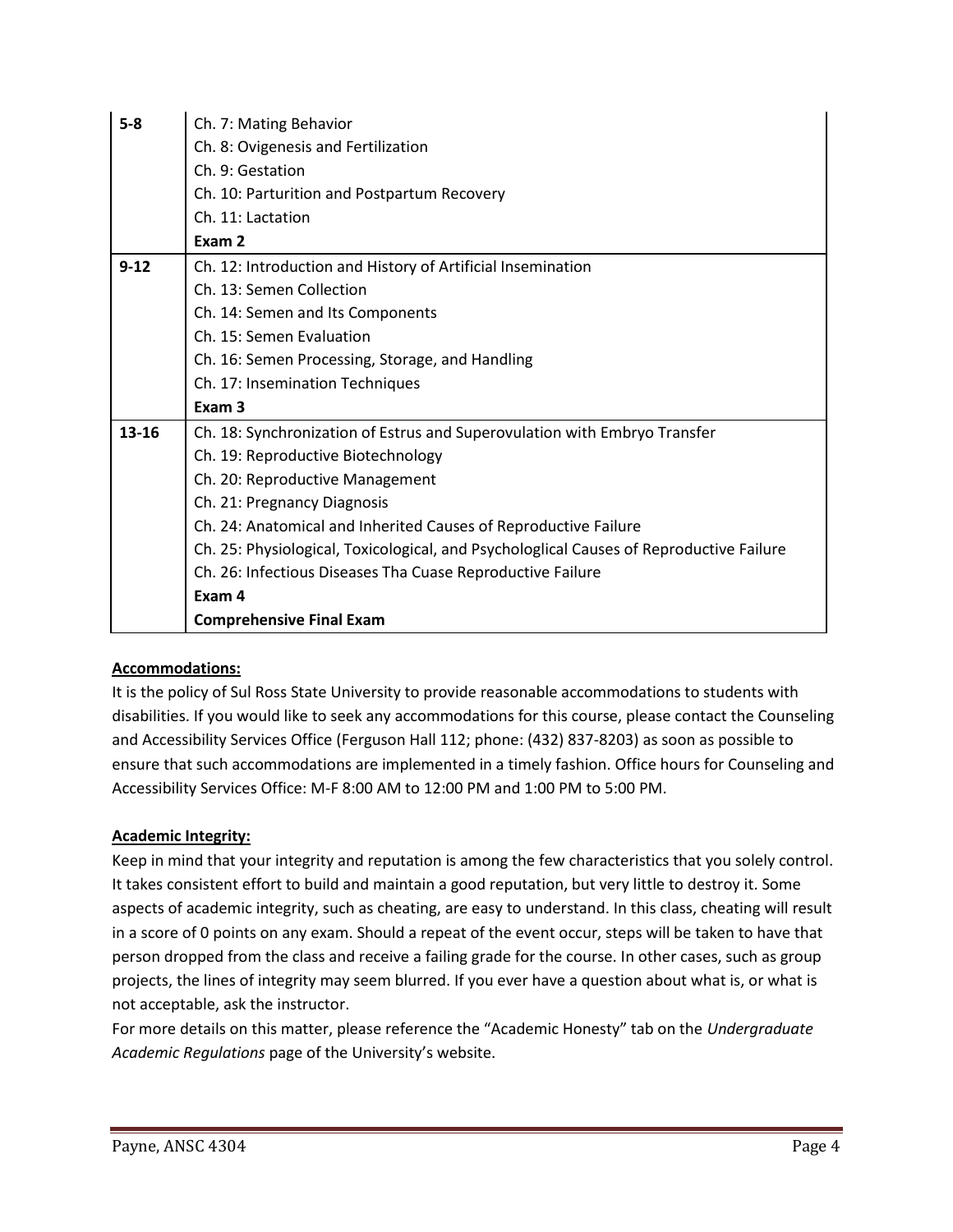| | |
|---|---|
| **5-8** | Ch. 7: Mating Behavior<br>Ch. 8: Ovigenesis and Fertilization<br>Ch. 9: Gestation<br>Ch. 10: Parturition and Postpartum Recovery<br>Ch. 11: Lactation<br>**Exam 2** |
| **9-12** | Ch. 12: Introduction and History of Artificial Insemination<br>Ch. 13: Semen Collection<br>Ch. 14: Semen and Its Components<br>Ch. 15: Semen Evaluation<br>Ch. 16: Semen Processing, Storage, and Handling<br>Ch. 17: Insemination Techniques<br>**Exam 3** |
| **13-16** | Ch. 18: Synchronization of Estrus and Superovulation with Embryo Transfer<br>Ch. 19: Reproductive Biotechnology<br>Ch. 20: Reproductive Management<br>Ch. 21: Pregnancy Diagnosis<br>Ch. 24: Anatomical and Inherited Causes of Reproductive Failure<br>Ch. 25: Physiological, Toxicological, and Psychologlical Causes of Reproductive Failure<br>Ch. 26: Infectious Diseases Tha Cuase Reproductive Failure<br>**Exam 4**<br>**Comprehensive Final Exam** |

**Accommodations:**

It is the policy of Sul Ross State University to provide reasonable accommodations to students with disabilities. If you would like to seek any accommodations for this course, please contact the Counseling and Accessibility Services Office (Ferguson Hall 112; phone: (432) 837-8203) as soon as possible to ensure that such accommodations are implemented in a timely fashion. Office hours for Counseling and Accessibility Services Office: M-F 8:00 AM to 12:00 PM and 1:00 PM to 5:00 PM.

**Academic Integrity:**

Keep in mind that your integrity and reputation is among the few characteristics that you solely control. It takes consistent effort to build and maintain a good reputation, but very little to destroy it. Some aspects of academic integrity, such as cheating, are easy to understand. In this class, cheating will result in a score of 0 points on any exam. Should a repeat of the event occur, steps will be taken to have that person dropped from the class and receive a failing grade for the course. In other cases, such as group projects, the lines of integrity may seem blurred. If you ever have a question about what is, or what is not acceptable, ask the instructor.

For more details on this matter, please reference the "Academic Honesty" tab on the *Undergraduate Academic Regulations* page of the University's website.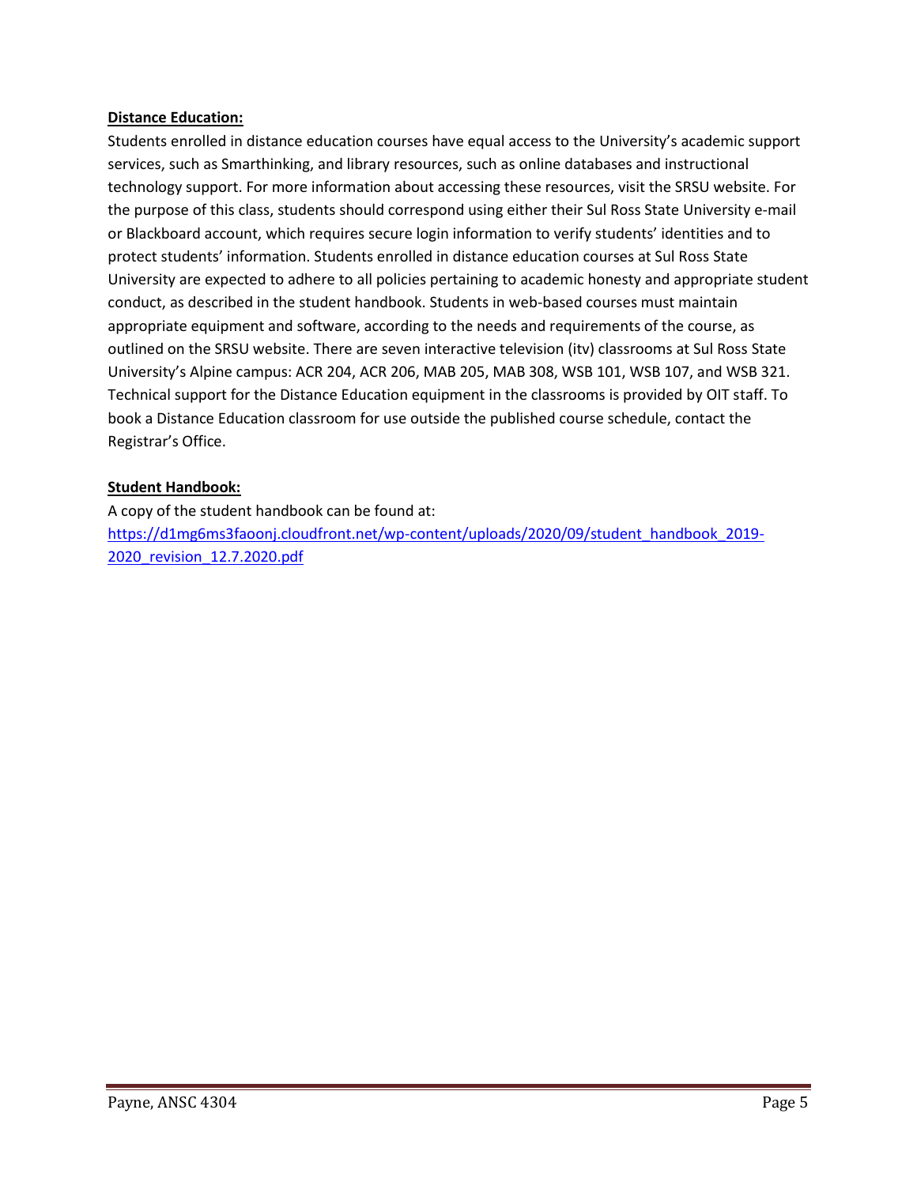**Distance Education:**

Students enrolled in distance education courses have equal access to the University's academic support services, such as Smarthinking, and library resources, such as online databases and instructional technology support. For more information about accessing these resources, visit the SRSU website. For the purpose of this class, students should correspond using either their Sul Ross State University e-mail or Blackboard account, which requires secure login information to verify students' identities and to protect students' information. Students enrolled in distance education courses at Sul Ross State University are expected to adhere to all policies pertaining to academic honesty and appropriate student conduct, as described in the student handbook. Students in web-based courses must maintain appropriate equipment and software, according to the needs and requirements of the course, as outlined on the SRSU website. There are seven interactive television (itv) classrooms at Sul Ross State University's Alpine campus: ACR 204, ACR 206, MAB 205, MAB 308, WSB 101, WSB 107, and WSB 321. Technical support for the Distance Education equipment in the classrooms is provided by OIT staff. To book a Distance Education classroom for use outside the published course schedule, contact the Registrar's Office.

**Student Handbook:**

A copy of the student handbook can be found at:
https://d1mg6ms3faoonj.cloudfront.net/wp-content/uploads/2020/09/student_handbook_2019-2020_revision_12.7.2020.pdf